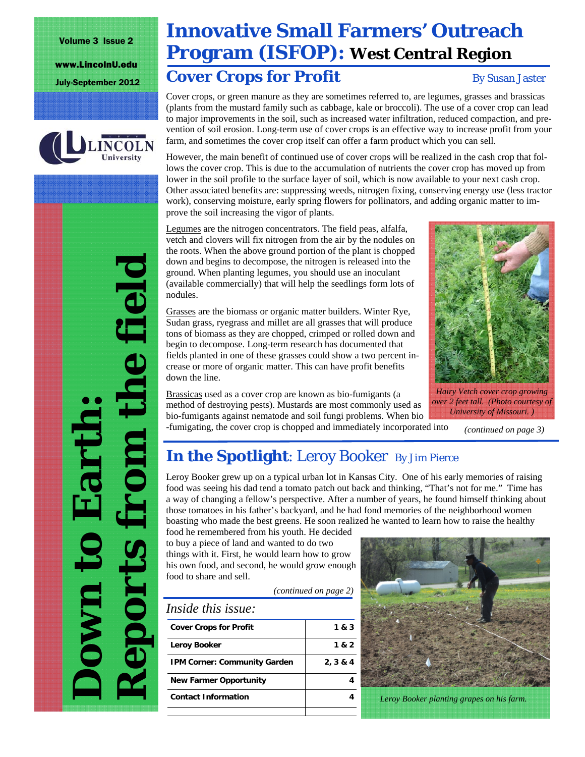Volume 3 Issue 2

www.LincolnU.edu

July-September 2012

**Down to Earth: Reports from the field**

# Innovative Small Farmers' Outreach Program (ISFOP): West Central Region

## Cover Crops for Profit

*By Susan Jaster*

Cover crops, or green manure as they are sometimes referred to, are legumes, grasses and brassicas (plants from the mustard family such as cabbage, kale or broccoli). The use of a cover crop can lead to major improvements in the soil, such as increased water infiltration, reduced compaction, and prevention of soil erosion. Long-term use of cover crops is an effective way to increase profit from your farm, and sometimes the cover crop itself can offer a farm product which you can sell.

However, the main benefit of continued use of cover crops will be realized in the cash crop that follows the cover crop. This is due to the accumulation of nutrients the cover crop has moved up from lower in the soil profile to the surface layer of soil, which is now available to your next cash crop. Other associated benefits are: suppressing weeds, nitrogen fixing, conserving energy use (less tractor work), conserving moisture, early spring flowers for pollinators, and adding organic matter to improve the soil increasing the vigor of plants.

Legumes are the nitrogen concentrators. The field peas, alfalfa, vetch and clovers will fix nitrogen from the air by the nodules on the roots. When the above ground portion of the plant is chopped down and begins to decompose, the nitrogen is released into the ground. When planting legumes, you should use an inoculant (available commercially) that will help the seedlings form lots of nodules.

Grasses are the biomass or organic matter builders. Winter Rye, Sudan grass, ryegrass and millet are all grasses that will produce tons of biomass as they are chopped, crimped or rolled down and begin to decompose. Long-term research has documented that fields planted in one of these grasses could show a two percent increase or more of organic matter. This can have profit benefits down the line.

Brassicas used as a cover crop are known as bio-fumigants (a method of destroying pests). Mustards are most commonly used as bio-fumigants against nematode and soil fungi problems. When bio-fumigating, the cover crop is chopped and immediately incorporated into

*(continued on page 3)*

*Hairy Vetch cover crop growing over 2 feet tall. (Photo courtesy of University of Missouri. )*

## In the Spotlight: Leroy Booker

*By Jim Pierce*

Leroy Booker grew up on a typical urban lot in Kansas City. One of his early memories of raising food was seeing his dad tend a tomato patch out back and thinking, "That's not for me." Time has a way of changing a fellow's perspective. After a number of years, he found himself thinking about those tomatoes in his father's backyard, and he had fond memories of the neighborhood women boasting who made the best greens. He soon realized he wanted to learn how to raise the healthy food he remembered from his youth. He decided to buy a piece of land and wanted to do two things with it. First, he would learn how to grow his own food, and second, he would grow enough food to share and sell.

*(continued on page 2)*

*Leroy Booker planting grapes on his farm.*

### *Inside this issue:*

| | |
|---|---|
| **Cover Crops for Profit** | **1 & 3** |
| **Leroy Booker** | **1 & 2** |
| **IPM Corner: Community Garden** | **2, 3 & 4** |
| **New Farmer Opportunity** | **4** |
| **Contact Information** | **4** |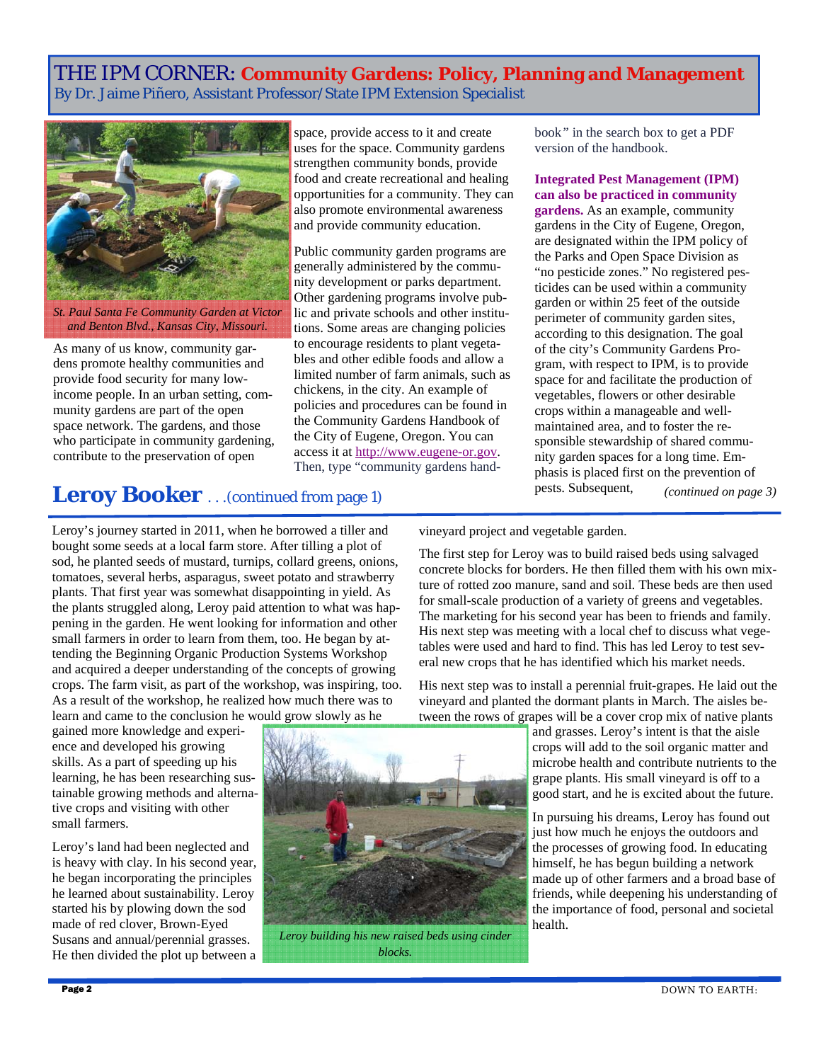# THE IPM CORNER: Community Gardens: Policy, Planning and Management

By Dr. Jaime Piñero, Assistant Professor/State IPM Extension Specialist

*St. Paul Santa Fe Community Garden at Victor and Benton Blvd., Kansas City, Missouri.*

As many of us know, community gardens promote healthy communities and provide food security for many low-income people. In an urban setting, community gardens are part of the open space network. The gardens, and those who participate in community gardening, contribute to the preservation of open space, provide access to it and create uses for the space. Community gardens strengthen community bonds, provide food and create recreational and healing opportunities for a community. They can also promote environmental awareness and provide community education.

Public community garden programs are generally administered by the community development or parks department. Other gardening programs involve public and private schools and other institutions. Some areas are changing policies to encourage residents to plant vegetables and other edible foods and allow a limited number of farm animals, such as chickens, in the city. An example of policies and procedures can be found in the Community Gardens Handbook of the City of Eugene, Oregon. You can access it at http://www.eugene-or.gov. Then, type "community gardens handbook" in the search box to get a PDF version of the handbook.

**Integrated Pest Management (IPM) can also be practiced in community gardens.** As an example, community gardens in the City of Eugene, Oregon, are designated within the IPM policy of the Parks and Open Space Division as "no pesticide zones." No registered pesticides can be used within a community garden or within 25 feet of the outside perimeter of community garden sites, according to this designation. The goal of the city's Community Gardens Program, with respect to IPM, is to provide space for and facilitate the production of vegetables, flowers or other desirable crops within a manageable and well-maintained area, and to foster the responsible stewardship of shared community garden spaces for a long time. Emphasis is placed first on the prevention of pests. Subsequent, *(continued on page 3)*

## Leroy Booker . . .(continued from page 1)

Leroy's journey started in 2011, when he borrowed a tiller and bought some seeds at a local farm store. After tilling a plot of sod, he planted seeds of mustard, turnips, collard greens, onions, tomatoes, several herbs, asparagus, sweet potato and strawberry plants. That first year was somewhat disappointing in yield. As the plants struggled along, Leroy paid attention to what was happening in the garden. He went looking for information and other small farmers in order to learn from them, too. He began by attending the Beginning Organic Production Systems Workshop and acquired a deeper understanding of the concepts of growing crops. The farm visit, as part of the workshop, was inspiring, too. As a result of the workshop, he realized how much there was to learn and came to the conclusion he would grow slowly as he gained more knowledge and experience and developed his growing skills. As a part of speeding up his learning, he has been researching sustainable growing methods and alternative crops and visiting with other small farmers.

Leroy's land had been neglected and is heavy with clay. In his second year, he began incorporating the principles he learned about sustainability. Leroy started his by plowing down the sod made of red clover, Brown-Eyed Susans and annual/perennial grasses. He then divided the plot up between a vineyard project and vegetable garden.

The first step for Leroy was to build raised beds using salvaged concrete blocks for borders. He then filled them with his own mixture of rotted zoo manure, sand and soil. These beds are then used for small-scale production of a variety of greens and vegetables. The marketing for his second year has been to friends and family. His next step was meeting with a local chef to discuss what vegetables were used and hard to find. This has led Leroy to test several new crops that he has identified which his market needs.

His next step was to install a perennial fruit-grapes. He laid out the vineyard and planted the dormant plants in March. The aisles between the rows of grapes will be a cover crop mix of native plants and grasses. Leroy's intent is that the aisle crops will add to the soil organic matter and microbe health and contribute nutrients to the grape plants. His small vineyard is off to a good start, and he is excited about the future.

In pursuing his dreams, Leroy has found out just how much he enjoys the outdoors and the processes of growing food. In educating himself, he has begun building a network made up of other farmers and a broad base of friends, while deepening his understanding of the importance of food, personal and societal health.

*Leroy building his new raised beds using cinder blocks.*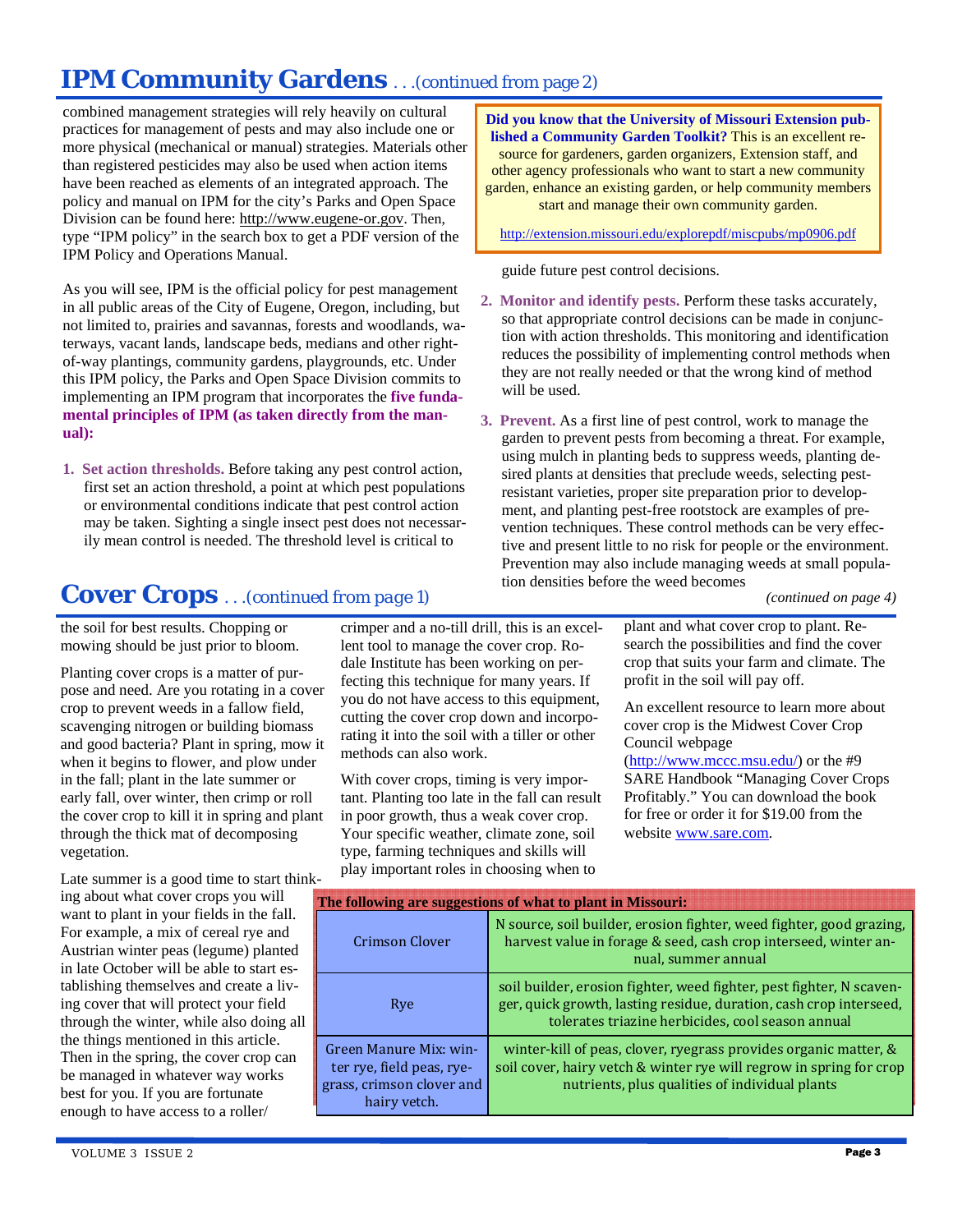# IPM Community Gardens *. . .(continued from page 2)*

combined management strategies will rely heavily on cultural practices for management of pests and may also include one or more physical (mechanical or manual) strategies. Materials other than registered pesticides may also be used when action items have been reached as elements of an integrated approach. The policy and manual on IPM for the city's Parks and Open Space Division can be found here: http://www.eugene-or.gov. Then, type "IPM policy" in the search box to get a PDF version of the IPM Policy and Operations Manual.

As you will see, IPM is the official policy for pest management in all public areas of the City of Eugene, Oregon, including, but not limited to, prairies and savannas, forests and woodlands, waterways, vacant lands, landscape beds, medians and other right-of-way plantings, community gardens, playgrounds, etc. Under this IPM policy, the Parks and Open Space Division commits to implementing an IPM program that incorporates the **five fundamental principles of IPM (as taken directly from the manual):**

1. **Set action thresholds.** Before taking any pest control action, first set an action threshold, a point at which pest populations or environmental conditions indicate that pest control action may be taken. Sighting a single insect pest does not necessarily mean control is needed. The threshold level is critical to guide future pest control decisions.
2. **Monitor and identify pests.** Perform these tasks accurately, so that appropriate control decisions can be made in conjunction with action thresholds. This monitoring and identification reduces the possibility of implementing control methods when they are not really needed or that the wrong kind of method will be used.
3. **Prevent.** As a first line of pest control, work to manage the garden to prevent pests from becoming a threat. For example, using mulch in planting beds to suppress weeds, planting desired plants at densities that preclude weeds, selecting pest-resistant varieties, proper site preparation prior to development, and planting pest-free rootstock are examples of prevention techniques. These control methods can be very effective and present little to no risk for people or the environment. Prevention may also include managing weeds at small population densities before the weed becomes

*(continued on page 4)*

**Did you know that the University of Missouri Extension published a Community Garden Toolkit?** This is an excellent resource for gardeners, garden organizers, Extension staff, and other agency professionals who want to start a new community garden, enhance an existing garden, or help community members start and manage their own community garden.

http://extension.missouri.edu/explorepdf/miscpubs/mp0906.pdf

# Cover Crops *. . .(continued from page 1)*

the soil for best results. Chopping or mowing should be just prior to bloom.

Planting cover crops is a matter of purpose and need. Are you rotating in a cover crop to prevent weeds in a fallow field, scavenging nitrogen or building biomass and good bacteria? Plant in spring, mow it when it begins to flower, and plow under in the fall; plant in the late summer or early fall, over winter, then crimp or roll the cover crop to kill it in spring and plant through the thick mat of decomposing vegetation.

Late summer is a good time to start thinking about what cover crops you will want to plant in your fields in the fall. For example, a mix of cereal rye and Austrian winter peas (legume) planted in late October will be able to start establishing themselves and create a living cover that will protect your field through the winter, while also doing all the things mentioned in this article. Then in the spring, the cover crop can be managed in whatever way works best for you. If you are fortunate enough to have access to a roller/crimper and a no-till drill, this is an excellent tool to manage the cover crop. Rodale Institute has been working on perfecting this technique for many years. If you do not have access to this equipment, cutting the cover crop down and incorporating it into the soil with a tiller or other methods can also work.

With cover crops, timing is very important. Planting too late in the fall can result in poor growth, thus a weak cover crop. Your specific weather, climate zone, soil type, farming techniques and skills will play important roles in choosing when to plant and what cover crop to plant. Research the possibilities and find the cover crop that suits your farm and climate. The profit in the soil will pay off.

An excellent resource to learn more about cover crop is the Midwest Cover Crop Council webpage (http://www.mccc.msu.edu/) or the #9 SARE Handbook "Managing Cover Crops Profitably." You can download the book for free or order it for $19.00 from the website www.sare.com.

**The following are suggestions of what to plant in Missouri:**

| Crop | Benefits |
|---|---|
| Crimson Clover | N source, soil builder, erosion fighter, weed fighter, good grazing, harvest value in forage & seed, cash crop interseed, winter annual, summer annual |
| Rye | soil builder, erosion fighter, weed fighter, pest fighter, N scavenger, quick growth, lasting residue, duration, cash crop interseed, tolerates triazine herbicides, cool season annual |
| Green Manure Mix: winter rye, field peas, ryegrass, crimson clover and hairy vetch. | winter-kill of peas, clover, ryegrass provides organic matter, & soil cover, hairy vetch & winter rye will regrow in spring for crop nutrients, plus qualities of individual plants |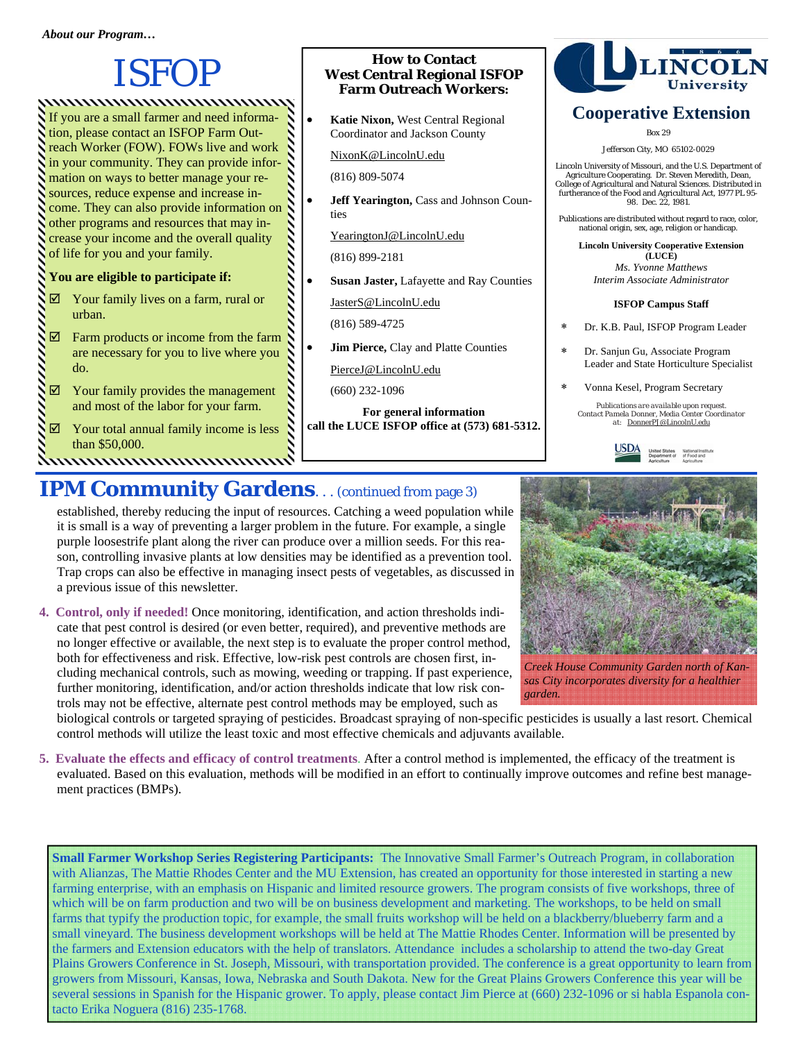*About our Program…*

# ISFOP

If you are a small farmer and need information, please contact an ISFOP Farm Outreach Worker (FOW). FOWs live and work in your community. They can provide information on ways to better manage your resources, reduce expense and increase income. They can also provide information on other programs and resources that may increase your income and the overall quality of life for you and your family.

**You are eligible to participate if:**

- ☑ Your family lives on a farm, rural or urban.
- ☑ Farm products or income from the farm are necessary for you to live where you do.
- ☑ Your family provides the management and most of the labor for your farm.
- ☑ Your total annual family income is less than $50,000.

### How to Contact West Central Regional ISFOP Farm Outreach Workers:

- **Katie Nixon,** West Central Regional Coordinator and Jackson County
  NixonK@LincolnU.edu
  (816) 809-5074
- **Jeff Yearington,** Cass and Johnson Counties
  YearingtonJ@LincolnU.edu
  (816) 899-2181
- **Susan Jaster,** Lafayette and Ray Counties
  JasterS@LincolnU.edu
  (816) 589-4725
- **Jim Pierce,** Clay and Platte Counties
  PierceJ@LincolnU.edu
  (660) 232-1096

**For general information call the LUCE ISFOP office at (573) 681-5312.**

1866 LINCOLN University

## Cooperative Extension

Box 29

Jefferson City, MO 65102-0029

Lincoln University of Missouri, and the U.S. Department of Agriculture Cooperating. Dr. Steven Meredith, Dean, College of Agricultural and Natural Sciences. Distributed in furtherance of the Food and Agricultural Act, 1977 PL 95-98. Dec. 22, 1981.

Publications are distributed without regard to race, color, national origin, sex, age, religion or handicap.

**Lincoln University Cooperative Extension (LUCE)**
*Ms. Yvonne Matthews*
*Interim Associate Administrator*

**ISFOP Campus Staff**

- * Dr. K.B. Paul, ISFOP Program Leader
- * Dr. Sanjun Gu, Associate Program Leader and State Horticulture Specialist
- * Vonna Kesel, Program Secretary

Publications are available upon request. Contact Pamela Donner, Media Center Coordinator at: DonnerPJ@LincolnU.edu

USDA United States Department of Agriculture National Institute of Food and Agriculture

## IPM Community Gardens. . . (continued from page 3)

established, thereby reducing the input of resources. Catching a weed population while it is small is a way of preventing a larger problem in the future. For example, a single purple loosestrife plant along the river can produce over a million seeds. For this reason, controlling invasive plants at low densities may be identified as a prevention tool. Trap crops can also be effective in managing insect pests of vegetables, as discussed in a previous issue of this newsletter.

4. **Control, only if needed!** Once monitoring, identification, and action thresholds indicate that pest control is desired (or even better, required), and preventive methods are no longer effective or available, the next step is to evaluate the proper control method, both for effectiveness and risk. Effective, low-risk pest controls are chosen first, including mechanical controls, such as mowing, weeding or trapping. If past experience, further monitoring, identification, and/or action thresholds indicate that low risk controls may not be effective, alternate pest control methods may be employed, such as biological controls or targeted spraying of pesticides. Broadcast spraying of non-specific pesticides is usually a last resort. Chemical control methods will utilize the least toxic and most effective chemicals and adjuvants available.

*Creek House Community Garden north of Kansas City incorporates diversity for a healthier garden.*

5. **Evaluate the effects and efficacy of control treatments**. After a control method is implemented, the efficacy of the treatment is evaluated. Based on this evaluation, methods will be modified in an effort to continually improve outcomes and refine best management practices (BMPs).

**Small Farmer Workshop Series Registering Participants:** The Innovative Small Farmer's Outreach Program, in collaboration with Alianzas, The Mattie Rhodes Center and the MU Extension, has created an opportunity for those interested in starting a new farming enterprise, with an emphasis on Hispanic and limited resource growers. The program consists of five workshops, three of which will be on farm production and two will be on business development and marketing. The workshops, to be held on small farms that typify the production topic, for example, the small fruits workshop will be held on a blackberry/blueberry farm and a small vineyard. The business development workshops will be held at The Mattie Rhodes Center. Information will be presented by the farmers and Extension educators with the help of translators. Attendance includes a scholarship to attend the two-day Great Plains Growers Conference in St. Joseph, Missouri, with transportation provided. The conference is a great opportunity to learn from growers from Missouri, Kansas, Iowa, Nebraska and South Dakota. New for the Great Plains Growers Conference this year will be several sessions in Spanish for the Hispanic grower. To apply, please contact Jim Pierce at (660) 232-1096 or si habla Espanola contacto Erika Noguera (816) 235-1768.